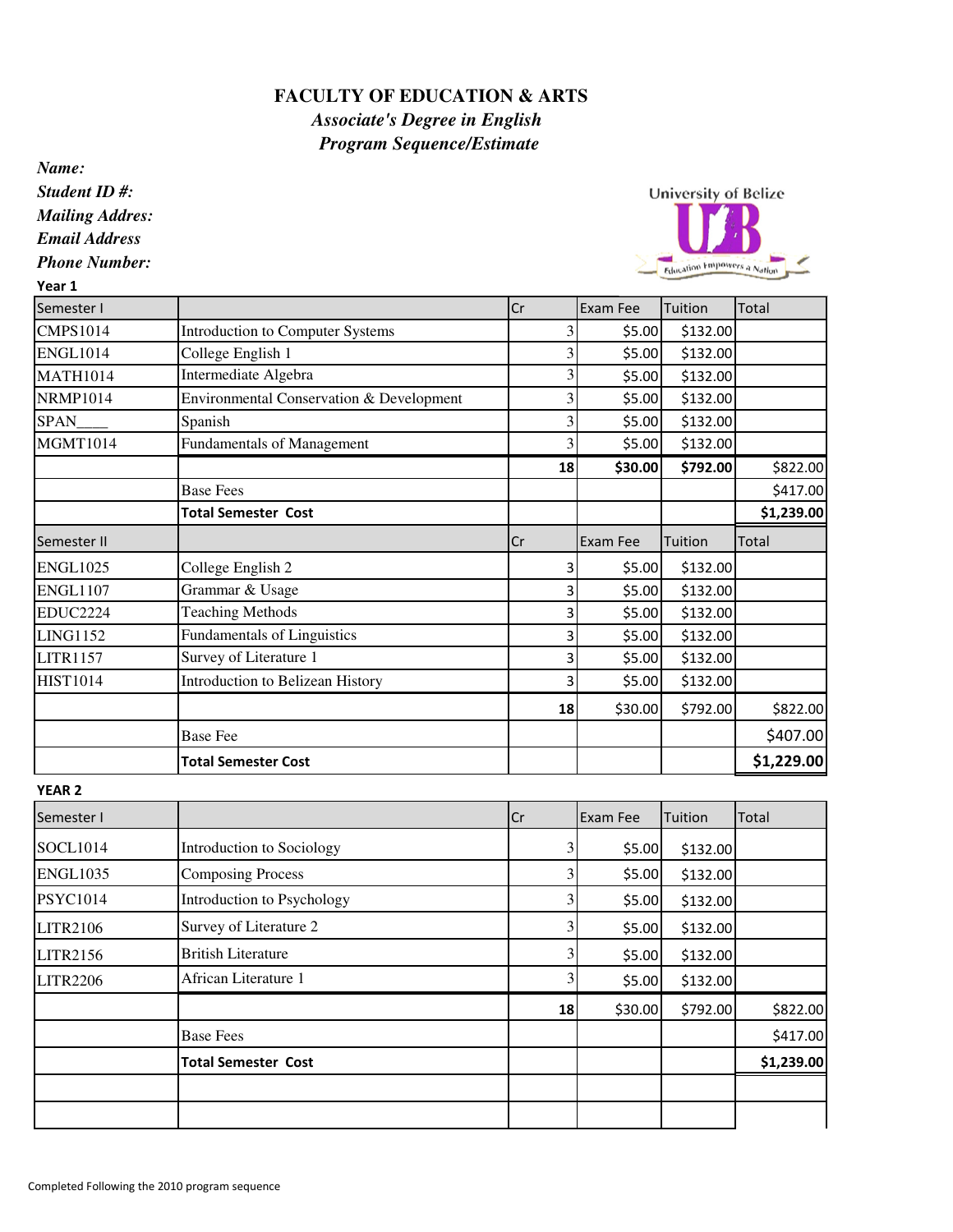# FACULTY OF EDUCATION & ARTS

## *Associate's Degree in English*

## *Program Sequence/Estimate*

***Name:***

***Student ID #:***

***Mailing Addres:***

***Email Address***

***Phone Number:***

University of Belize

UB

Education Empowers a Nation

**Year 1**

| Semester I | | Cr | Exam Fee | Tuition | Total |
|---|---|---|---|---|---|
| CMPS1014 | Introduction to Computer Systems | 3 | $5.00 | $132.00 | |
| ENGL1014 | College English 1 | 3 | $5.00 | $132.00 | |
| MATH1014 | Intermediate Algebra | 3 | $5.00 | $132.00 | |
| NRMP1014 | Environmental Conservation & Development | 3 | $5.00 | $132.00 | |
| SPAN____ | Spanish | 3 | $5.00 | $132.00 | |
| MGMT1014 | Fundamentals of Management | 3 | $5.00 | $132.00 | |
| | | **18** | **$30.00** | **$792.00** | $822.00 |
| | Base Fees | | | | $417.00 |
| | **Total Semester Cost** | | | | **$1,239.00** |
| Semester II | | Cr | Exam Fee | Tuition | Total |
| ENGL1025 | College English 2 | 3 | $5.00 | $132.00 | |
| ENGL1107 | Grammar & Usage | 3 | $5.00 | $132.00 | |
| EDUC2224 | Teaching Methods | 3 | $5.00 | $132.00 | |
| LING1152 | Fundamentals of Linguistics | 3 | $5.00 | $132.00 | |
| LITR1157 | Survey of Literature 1 | 3 | $5.00 | $132.00 | |
| HIST1014 | Introduction to Belizean History | 3 | $5.00 | $132.00 | |
| | | **18** | $30.00 | $792.00 | $822.00 |
| | Base Fee | | | | $407.00 |
| | **Total Semester Cost** | | | | **$1,229.00** |

**YEAR 2**

| Semester I | | Cr | Exam Fee | Tuition | Total |
|---|---|---|---|---|---|
| SOCL1014 | Introduction to Sociology | 3 | $5.00 | $132.00 | |
| ENGL1035 | Composing Process | 3 | $5.00 | $132.00 | |
| PSYC1014 | Introduction to Psychology | 3 | $5.00 | $132.00 | |
| LITR2106 | Survey of Literature 2 | 3 | $5.00 | $132.00 | |
| LITR2156 | British Literature | 3 | $5.00 | $132.00 | |
| LITR2206 | African Literature 1 | 3 | $5.00 | $132.00 | |
| | | **18** | $30.00 | $792.00 | $822.00 |
| | Base Fees | | | | $417.00 |
| | **Total Semester Cost** | | | | **$1,239.00** |
| | | | | | |
| | | | | | |

Completed Following the 2010 program sequence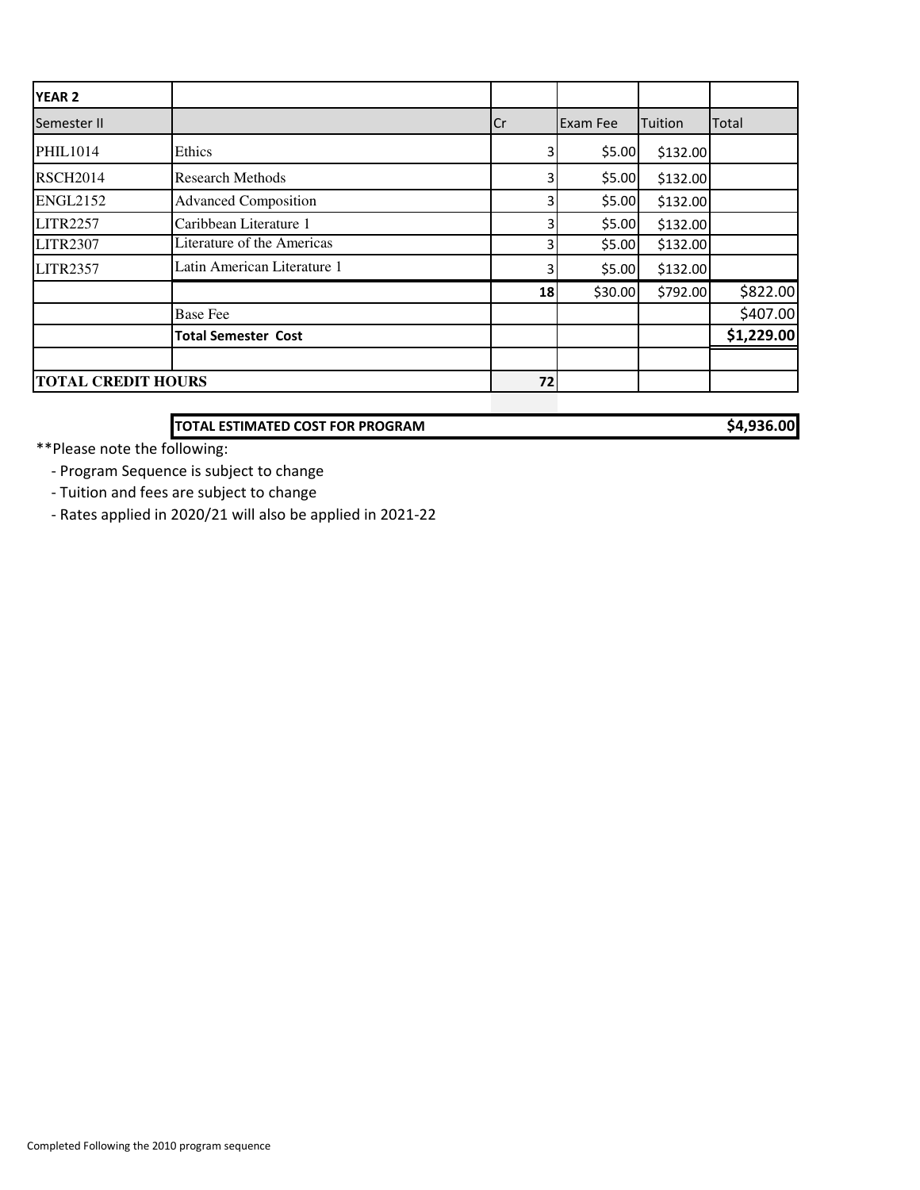| YEAR 2 | | | | | |
|---|---|---|---|---|---|
| Semester II | | Cr | Exam Fee | Tuition | Total |
| PHIL1014 | Ethics | 3 | $5.00 | $132.00 | |
| RSCH2014 | Research Methods | 3 | $5.00 | $132.00 | |
| ENGL2152 | Advanced Composition | 3 | $5.00 | $132.00 | |
| LITR2257 | Caribbean Literature 1 | 3 | $5.00 | $132.00 | |
| LITR2307 | Literature of the Americas | 3 | $5.00 | $132.00 | |
| LITR2357 | Latin American Literature 1 | 3 | $5.00 | $132.00 | |
| | | **18** | $30.00 | $792.00 | $822.00 |
| | Base Fee | | | | $407.00 |
| | **Total Semester Cost** | | | | **$1,229.00** |
| | | | | | |
| **TOTAL CREDIT HOURS** | | **72** | | | |

| | |
|---|---|
| **TOTAL ESTIMATED COST FOR PROGRAM** | **$4,936.00** |

**Please note the following:

- Program Sequence is subject to change
- Tuition and fees are subject to change
- Rates applied in 2020/21 will also be applied in 2021-22

Completed Following the 2010 program sequence